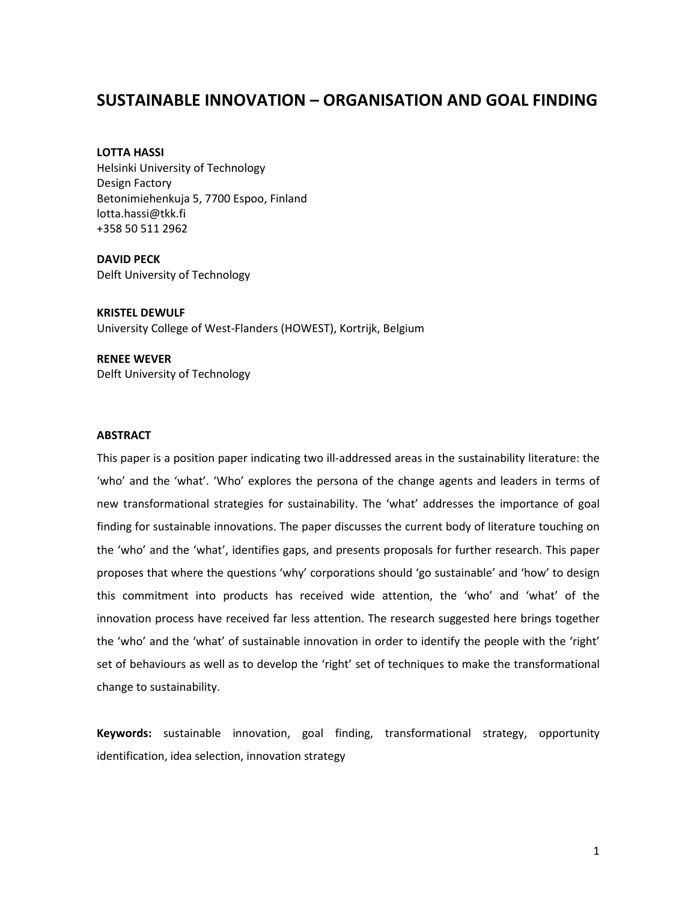# SUSTAINABLE INNOVATION – ORGANISATION AND GOAL FINDING

**LOTTA HASSI**
Helsinki University of Technology
Design Factory
Betonimiehenkuja 5, 7700 Espoo, Finland
lotta.hassi@tkk.fi
+358 50 511 2962

**DAVID PECK**
Delft University of Technology

**KRISTEL DEWULF**
University College of West-Flanders (HOWEST), Kortrijk, Belgium

**RENEE WEVER**
Delft University of Technology

**ABSTRACT**

This paper is a position paper indicating two ill-addressed areas in the sustainability literature: the 'who' and the 'what'. 'Who' explores the persona of the change agents and leaders in terms of new transformational strategies for sustainability. The 'what' addresses the importance of goal finding for sustainable innovations. The paper discusses the current body of literature touching on the 'who' and the 'what', identifies gaps, and presents proposals for further research. This paper proposes that where the questions 'why' corporations should 'go sustainable' and 'how' to design this commitment into products has received wide attention, the 'who' and 'what' of the innovation process have received far less attention. The research suggested here brings together the 'who' and the 'what' of sustainable innovation in order to identify the people with the 'right' set of behaviours as well as to develop the 'right' set of techniques to make the transformational change to sustainability.

**Keywords:** sustainable innovation, goal finding, transformational strategy, opportunity identification, idea selection, innovation strategy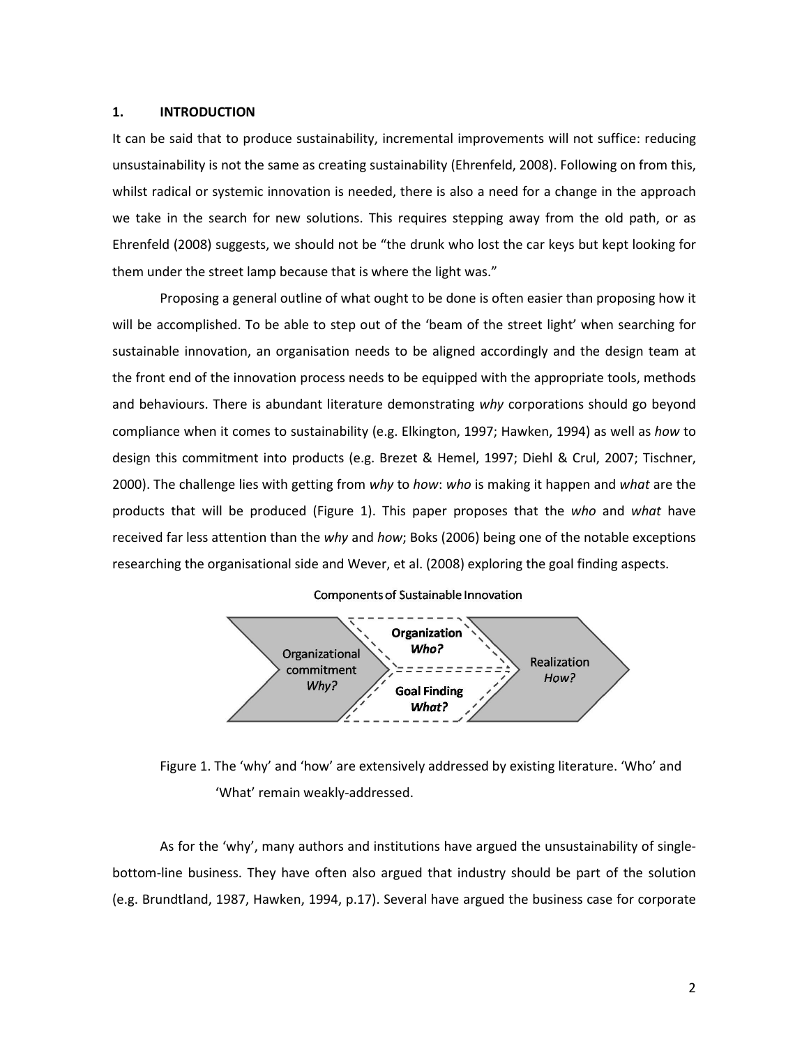## 1. INTRODUCTION

It can be said that to produce sustainability, incremental improvements will not suffice: reducing unsustainability is not the same as creating sustainability (Ehrenfeld, 2008). Following on from this, whilst radical or systemic innovation is needed, there is also a need for a change in the approach we take in the search for new solutions. This requires stepping away from the old path, or as Ehrenfeld (2008) suggests, we should not be "the drunk who lost the car keys but kept looking for them under the street lamp because that is where the light was."

Proposing a general outline of what ought to be done is often easier than proposing how it will be accomplished. To be able to step out of the 'beam of the street light' when searching for sustainable innovation, an organisation needs to be aligned accordingly and the design team at the front end of the innovation process needs to be equipped with the appropriate tools, methods and behaviours. There is abundant literature demonstrating *why* corporations should go beyond compliance when it comes to sustainability (e.g. Elkington, 1997; Hawken, 1994) as well as *how* to design this commitment into products (e.g. Brezet & Hemel, 1997; Diehl & Crul, 2007; Tischner, 2000). The challenge lies with getting from *why* to *how*: *who* is making it happen and *what* are the products that will be produced (Figure 1). This paper proposes that the *who* and *what* have received far less attention than the *why* and *how*; Boks (2006) being one of the notable exceptions researching the organisational side and Wever, et al. (2008) exploring the goal finding aspects.

Components of Sustainable Innovation

Organizational commitment *Why?* | Organization *Who?* | Goal Finding *What?* | Realization *How?*

Figure 1. The 'why' and 'how' are extensively addressed by existing literature. 'Who' and 'What' remain weakly-addressed.

As for the 'why', many authors and institutions have argued the unsustainability of single-bottom-line business. They have often also argued that industry should be part of the solution (e.g. Brundtland, 1987, Hawken, 1994, p.17). Several have argued the business case for corporate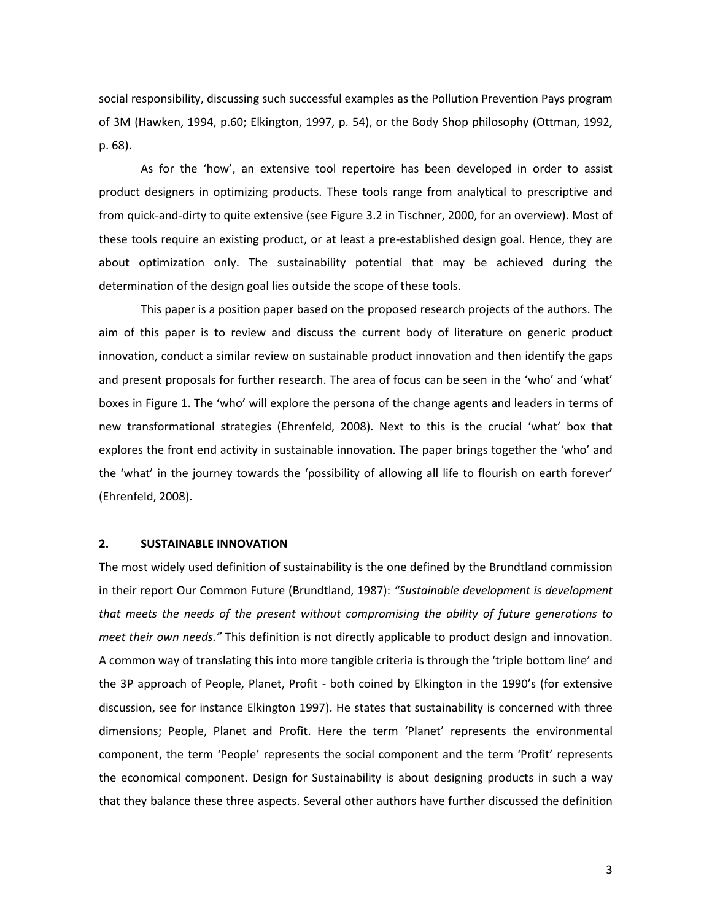social responsibility, discussing such successful examples as the Pollution Prevention Pays program of 3M (Hawken, 1994, p.60; Elkington, 1997, p. 54), or the Body Shop philosophy (Ottman, 1992, p. 68).

As for the 'how', an extensive tool repertoire has been developed in order to assist product designers in optimizing products. These tools range from analytical to prescriptive and from quick-and-dirty to quite extensive (see Figure 3.2 in Tischner, 2000, for an overview). Most of these tools require an existing product, or at least a pre-established design goal. Hence, they are about optimization only. The sustainability potential that may be achieved during the determination of the design goal lies outside the scope of these tools.

This paper is a position paper based on the proposed research projects of the authors. The aim of this paper is to review and discuss the current body of literature on generic product innovation, conduct a similar review on sustainable product innovation and then identify the gaps and present proposals for further research. The area of focus can be seen in the 'who' and 'what' boxes in Figure 1. The 'who' will explore the persona of the change agents and leaders in terms of new transformational strategies (Ehrenfeld, 2008). Next to this is the crucial 'what' box that explores the front end activity in sustainable innovation. The paper brings together the 'who' and the 'what' in the journey towards the 'possibility of allowing all life to flourish on earth forever' (Ehrenfeld, 2008).

## 2. SUSTAINABLE INNOVATION

The most widely used definition of sustainability is the one defined by the Brundtland commission in their report Our Common Future (Brundtland, 1987): *"Sustainable development is development that meets the needs of the present without compromising the ability of future generations to meet their own needs."* This definition is not directly applicable to product design and innovation. A common way of translating this into more tangible criteria is through the 'triple bottom line' and the 3P approach of People, Planet, Profit - both coined by Elkington in the 1990's (for extensive discussion, see for instance Elkington 1997). He states that sustainability is concerned with three dimensions; People, Planet and Profit. Here the term 'Planet' represents the environmental component, the term 'People' represents the social component and the term 'Profit' represents the economical component. Design for Sustainability is about designing products in such a way that they balance these three aspects. Several other authors have further discussed the definition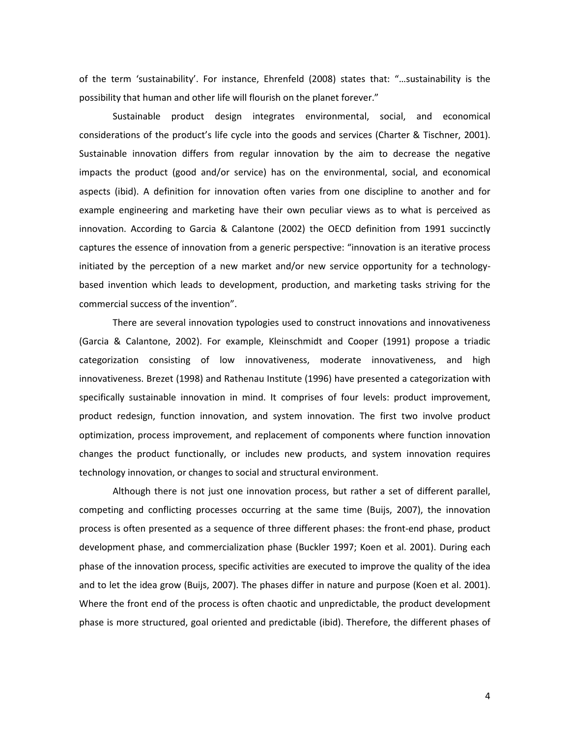of the term 'sustainability'. For instance, Ehrenfeld (2008) states that: "…sustainability is the possibility that human and other life will flourish on the planet forever."

Sustainable product design integrates environmental, social, and economical considerations of the product's life cycle into the goods and services (Charter & Tischner, 2001). Sustainable innovation differs from regular innovation by the aim to decrease the negative impacts the product (good and/or service) has on the environmental, social, and economical aspects (ibid). A definition for innovation often varies from one discipline to another and for example engineering and marketing have their own peculiar views as to what is perceived as innovation. According to Garcia & Calantone (2002) the OECD definition from 1991 succinctly captures the essence of innovation from a generic perspective: "innovation is an iterative process initiated by the perception of a new market and/or new service opportunity for a technology-based invention which leads to development, production, and marketing tasks striving for the commercial success of the invention".

There are several innovation typologies used to construct innovations and innovativeness (Garcia & Calantone, 2002). For example, Kleinschmidt and Cooper (1991) propose a triadic categorization consisting of low innovativeness, moderate innovativeness, and high innovativeness. Brezet (1998) and Rathenau Institute (1996) have presented a categorization with specifically sustainable innovation in mind. It comprises of four levels: product improvement, product redesign, function innovation, and system innovation. The first two involve product optimization, process improvement, and replacement of components where function innovation changes the product functionally, or includes new products, and system innovation requires technology innovation, or changes to social and structural environment.

Although there is not just one innovation process, but rather a set of different parallel, competing and conflicting processes occurring at the same time (Buijs, 2007), the innovation process is often presented as a sequence of three different phases: the front-end phase, product development phase, and commercialization phase (Buckler 1997; Koen et al. 2001). During each phase of the innovation process, specific activities are executed to improve the quality of the idea and to let the idea grow (Buijs, 2007). The phases differ in nature and purpose (Koen et al. 2001). Where the front end of the process is often chaotic and unpredictable, the product development phase is more structured, goal oriented and predictable (ibid). Therefore, the different phases of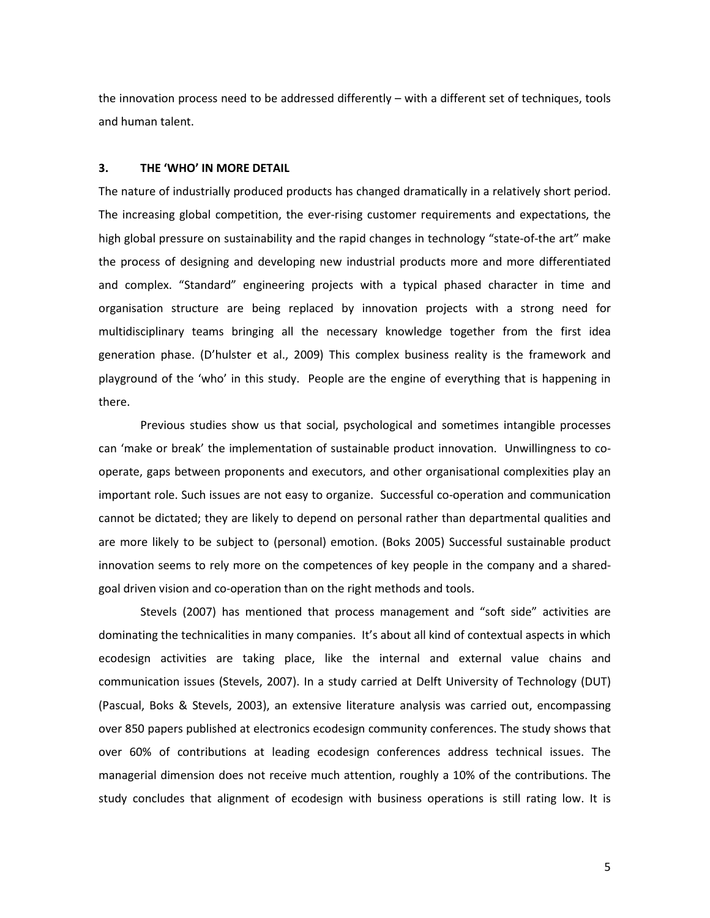the innovation process need to be addressed differently – with a different set of techniques, tools and human talent.

## 3. THE 'WHO' IN MORE DETAIL

The nature of industrially produced products has changed dramatically in a relatively short period. The increasing global competition, the ever-rising customer requirements and expectations, the high global pressure on sustainability and the rapid changes in technology "state-of-the art" make the process of designing and developing new industrial products more and more differentiated and complex. "Standard" engineering projects with a typical phased character in time and organisation structure are being replaced by innovation projects with a strong need for multidisciplinary teams bringing all the necessary knowledge together from the first idea generation phase. (D'hulster et al., 2009) This complex business reality is the framework and playground of the 'who' in this study. People are the engine of everything that is happening in there.

Previous studies show us that social, psychological and sometimes intangible processes can 'make or break' the implementation of sustainable product innovation. Unwillingness to co-operate, gaps between proponents and executors, and other organisational complexities play an important role. Such issues are not easy to organize. Successful co-operation and communication cannot be dictated; they are likely to depend on personal rather than departmental qualities and are more likely to be subject to (personal) emotion. (Boks 2005) Successful sustainable product innovation seems to rely more on the competences of key people in the company and a shared-goal driven vision and co-operation than on the right methods and tools.

Stevels (2007) has mentioned that process management and "soft side" activities are dominating the technicalities in many companies. It's about all kind of contextual aspects in which ecodesign activities are taking place, like the internal and external value chains and communication issues (Stevels, 2007). In a study carried at Delft University of Technology (DUT) (Pascual, Boks & Stevels, 2003), an extensive literature analysis was carried out, encompassing over 850 papers published at electronics ecodesign community conferences. The study shows that over 60% of contributions at leading ecodesign conferences address technical issues. The managerial dimension does not receive much attention, roughly a 10% of the contributions. The study concludes that alignment of ecodesign with business operations is still rating low. It is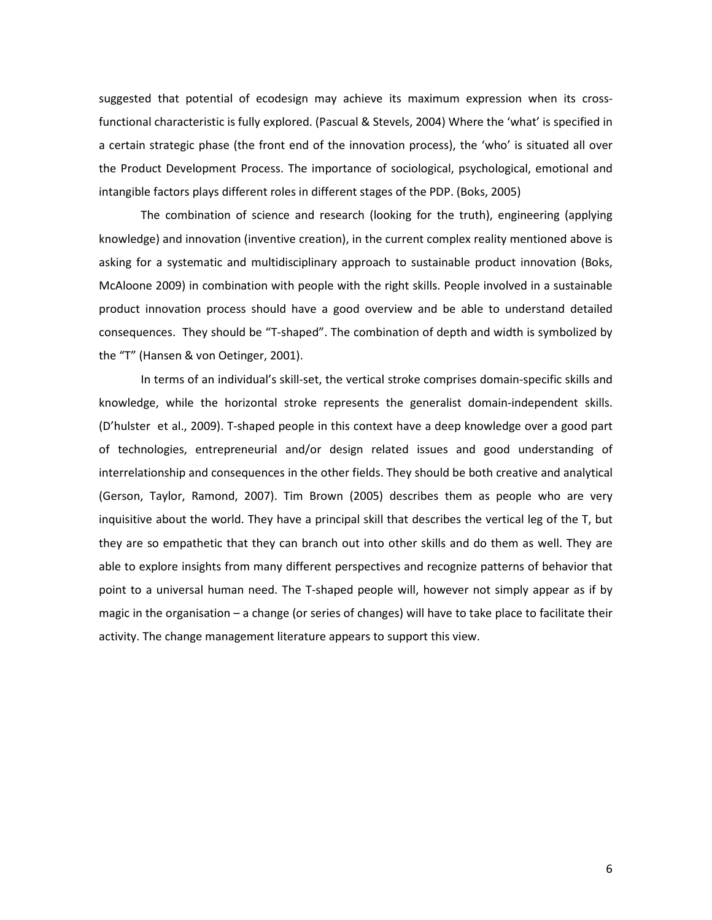suggested that potential of ecodesign may achieve its maximum expression when its cross-functional characteristic is fully explored. (Pascual & Stevels, 2004) Where the 'what' is specified in a certain strategic phase (the front end of the innovation process), the 'who' is situated all over the Product Development Process. The importance of sociological, psychological, emotional and intangible factors plays different roles in different stages of the PDP. (Boks, 2005)

The combination of science and research (looking for the truth), engineering (applying knowledge) and innovation (inventive creation), in the current complex reality mentioned above is asking for a systematic and multidisciplinary approach to sustainable product innovation (Boks, McAloone 2009) in combination with people with the right skills. People involved in a sustainable product innovation process should have a good overview and be able to understand detailed consequences. They should be "T-shaped". The combination of depth and width is symbolized by the "T" (Hansen & von Oetinger, 2001).

In terms of an individual's skill-set, the vertical stroke comprises domain-specific skills and knowledge, while the horizontal stroke represents the generalist domain-independent skills. (D'hulster et al., 2009). T-shaped people in this context have a deep knowledge over a good part of technologies, entrepreneurial and/or design related issues and good understanding of interrelationship and consequences in the other fields. They should be both creative and analytical (Gerson, Taylor, Ramond, 2007). Tim Brown (2005) describes them as people who are very inquisitive about the world. They have a principal skill that describes the vertical leg of the T, but they are so empathetic that they can branch out into other skills and do them as well. They are able to explore insights from many different perspectives and recognize patterns of behavior that point to a universal human need. The T-shaped people will, however not simply appear as if by magic in the organisation – a change (or series of changes) will have to take place to facilitate their activity. The change management literature appears to support this view.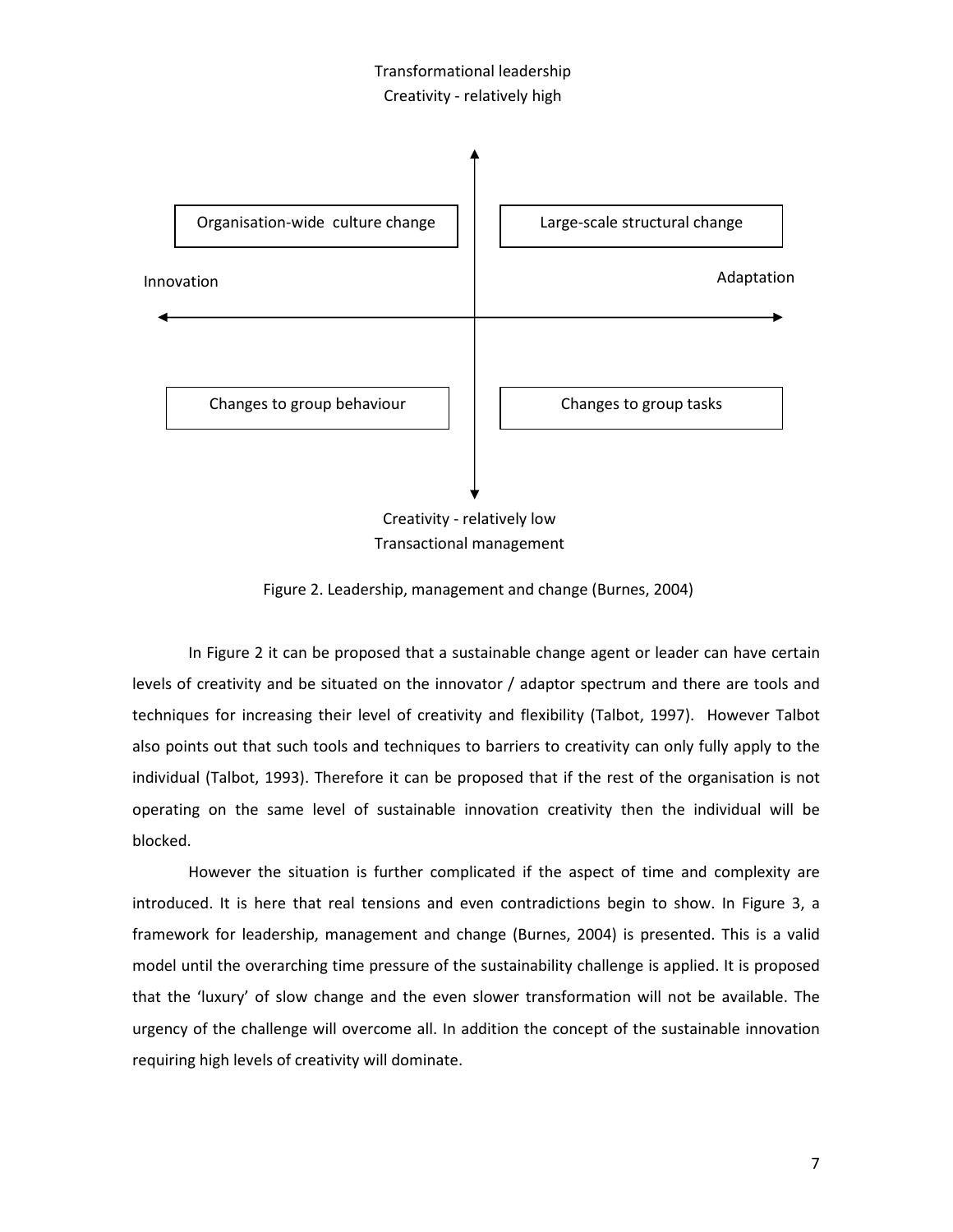Transformational leadership
Creativity - relatively high

Organisation-wide culture change

Large-scale structural change

Innovation

Adaptation

Changes to group behaviour

Changes to group tasks

Creativity - relatively low
Transactional management

Figure 2. Leadership, management and change (Burnes, 2004)

In Figure 2 it can be proposed that a sustainable change agent or leader can have certain levels of creativity and be situated on the innovator / adaptor spectrum and there are tools and techniques for increasing their level of creativity and flexibility (Talbot, 1997). However Talbot also points out that such tools and techniques to barriers to creativity can only fully apply to the individual (Talbot, 1993). Therefore it can be proposed that if the rest of the organisation is not operating on the same level of sustainable innovation creativity then the individual will be blocked.

However the situation is further complicated if the aspect of time and complexity are introduced. It is here that real tensions and even contradictions begin to show. In Figure 3, a framework for leadership, management and change (Burnes, 2004) is presented. This is a valid model until the overarching time pressure of the sustainability challenge is applied. It is proposed that the 'luxury' of slow change and the even slower transformation will not be available. The urgency of the challenge will overcome all. In addition the concept of the sustainable innovation requiring high levels of creativity will dominate.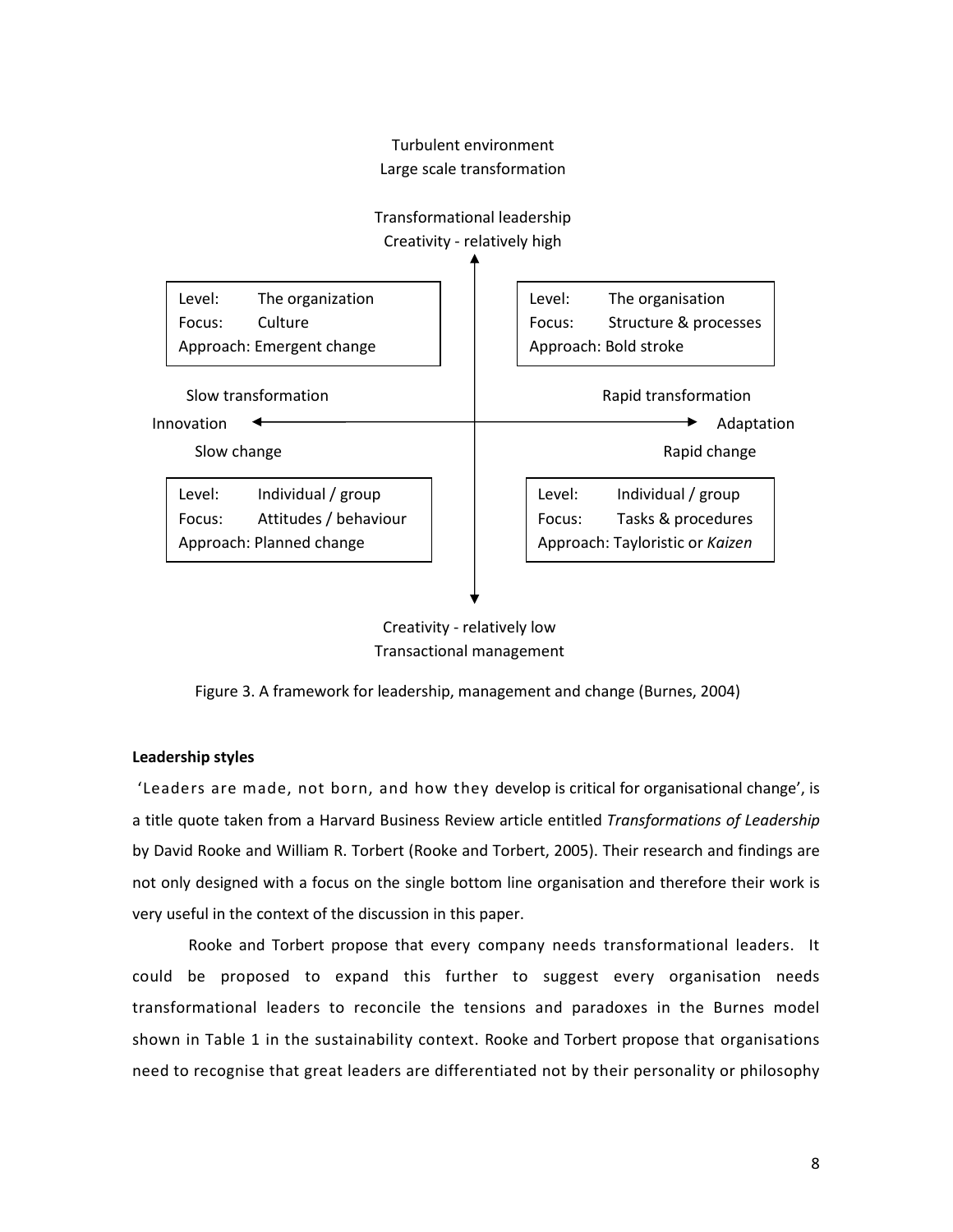Turbulent environment
Large scale transformation

Transformational leadership
Creativity - relatively high

| | |
|---|---|
| Level: The organization<br>Focus: Culture<br>Approach: Emergent change | Level: The organisation<br>Focus: Structure & processes<br>Approach: Bold stroke |
| Slow transformation | Rapid transformation |
| Innovation ← | → Adaptation |
| Slow change | Rapid change |
| Level: Individual / group<br>Focus: Attitudes / behaviour<br>Approach: Planned change | Level: Individual / group<br>Focus: Tasks & procedures<br>Approach: Tayloristic or *Kaizen* |

Creativity - relatively low
Transactional management

Figure 3. A framework for leadership, management and change (Burnes, 2004)

**Leadership styles**

'Leaders are made, not born, and how they develop is critical for organisational change', is a title quote taken from a Harvard Business Review article entitled *Transformations of Leadership* by David Rooke and William R. Torbert (Rooke and Torbert, 2005). Their research and findings are not only designed with a focus on the single bottom line organisation and therefore their work is very useful in the context of the discussion in this paper.

Rooke and Torbert propose that every company needs transformational leaders. It could be proposed to expand this further to suggest every organisation needs transformational leaders to reconcile the tensions and paradoxes in the Burnes model shown in Table 1 in the sustainability context. Rooke and Torbert propose that organisations need to recognise that great leaders are differentiated not by their personality or philosophy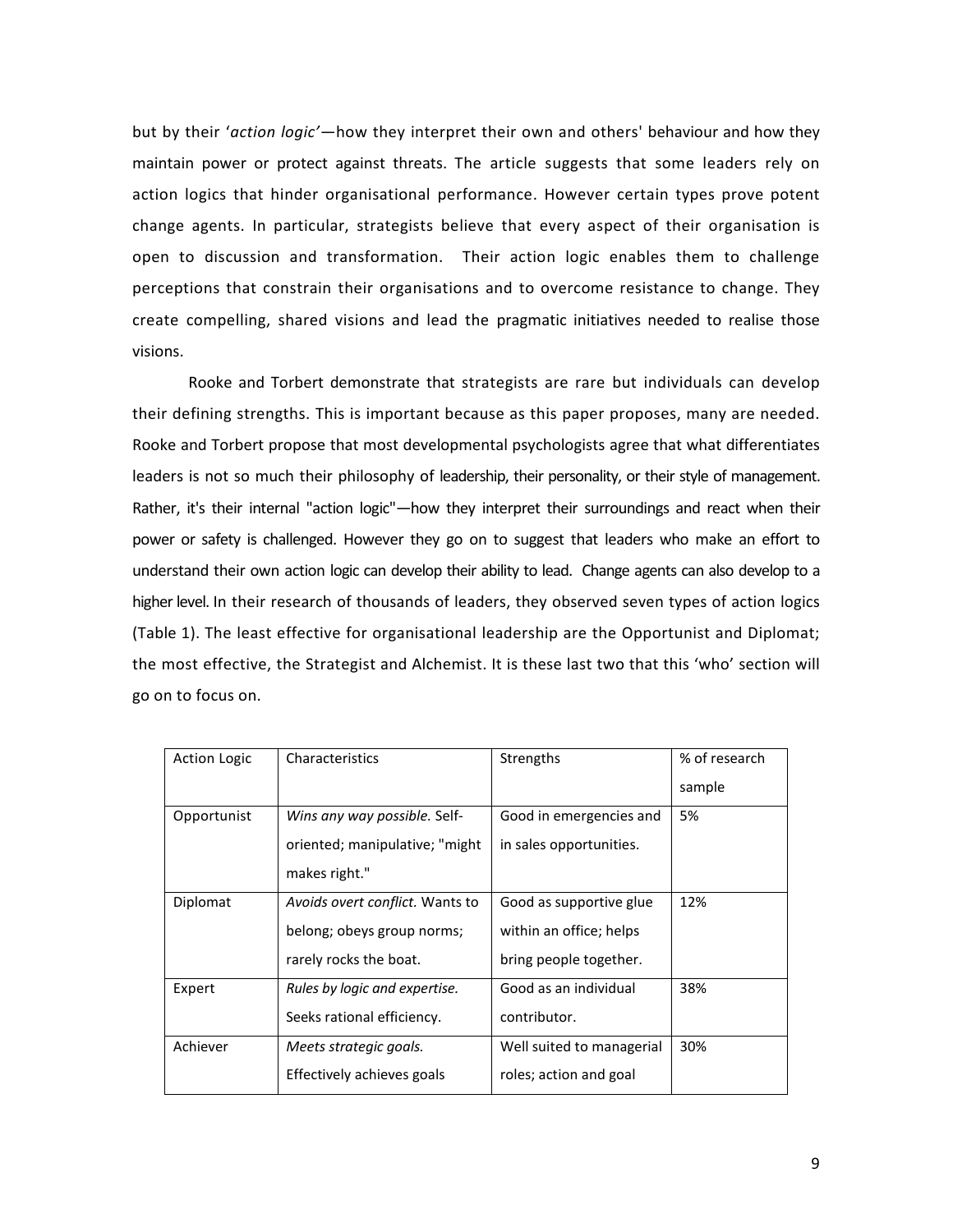but by their '*action logic'*—how they interpret their own and others' behaviour and how they maintain power or protect against threats. The article suggests that some leaders rely on action logics that hinder organisational performance. However certain types prove potent change agents. In particular, strategists believe that every aspect of their organisation is open to discussion and transformation. Their action logic enables them to challenge perceptions that constrain their organisations and to overcome resistance to change. They create compelling, shared visions and lead the pragmatic initiatives needed to realise those visions.

Rooke and Torbert demonstrate that strategists are rare but individuals can develop their defining strengths. This is important because as this paper proposes, many are needed. Rooke and Torbert propose that most developmental psychologists agree that what differentiates leaders is not so much their philosophy of leadership, their personality, or their style of management. Rather, it's their internal "action logic"—how they interpret their surroundings and react when their power or safety is challenged. However they go on to suggest that leaders who make an effort to understand their own action logic can develop their ability to lead. Change agents can also develop to a higher level. In their research of thousands of leaders, they observed seven types of action logics (Table 1). The least effective for organisational leadership are the Opportunist and Diplomat; the most effective, the Strategist and Alchemist. It is these last two that this 'who' section will go on to focus on.

| Action Logic | Characteristics | Strengths | % of research sample |
|---|---|---|---|
| Opportunist | *Wins any way possible.* Self-oriented; manipulative; "might makes right." | Good in emergencies and in sales opportunities. | 5% |
| Diplomat | *Avoids overt conflict.* Wants to belong; obeys group norms; rarely rocks the boat. | Good as supportive glue within an office; helps bring people together. | 12% |
| Expert | *Rules by logic and expertise.* Seeks rational efficiency. | Good as an individual contributor. | 38% |
| Achiever | *Meets strategic goals.* Effectively achieves goals | Well suited to managerial roles; action and goal | 30% |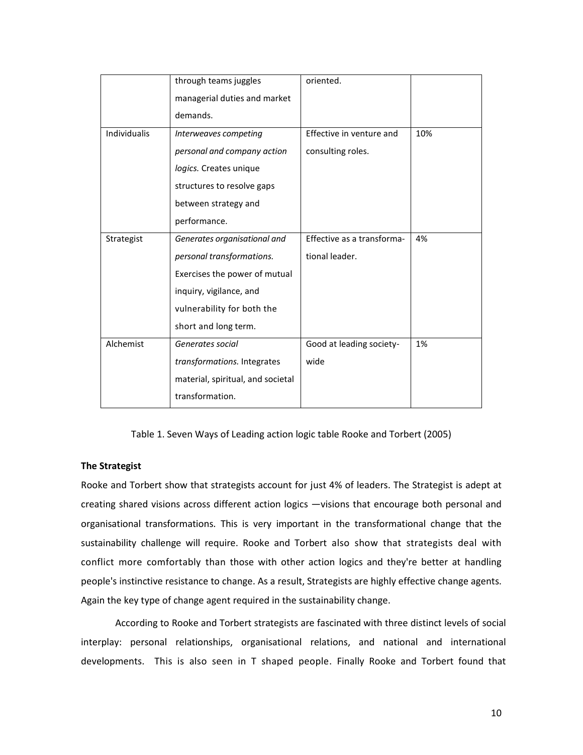|  | through teams juggles managerial duties and market demands. | oriented. |  |
|---|---|---|---|
| Individualis | *Interweaves competing personal and company action logics.* Creates unique structures to resolve gaps between strategy and performance. | Effective in venture and consulting roles. | 10% |
| Strategist | *Generates organisational and personal transformations.* Exercises the power of mutual inquiry, vigilance, and vulnerability for both the short and long term. | Effective as a transforma-tional leader. | 4% |
| Alchemist | *Generates social transformations.* Integrates material, spiritual, and societal transformation. | Good at leading society-wide | 1% |

Table 1. Seven Ways of Leading action logic table Rooke and Torbert (2005)

**The Strategist**

Rooke and Torbert show that strategists account for just 4% of leaders. The Strategist is adept at creating shared visions across different action logics —visions that encourage both personal and organisational transformations. This is very important in the transformational change that the sustainability challenge will require. Rooke and Torbert also show that strategists deal with conflict more comfortably than those with other action logics and they're better at handling people's instinctive resistance to change. As a result, Strategists are highly effective change agents. Again the key type of change agent required in the sustainability change.

According to Rooke and Torbert strategists are fascinated with three distinct levels of social interplay: personal relationships, organisational relations, and national and international developments. This is also seen in T shaped people. Finally Rooke and Torbert found that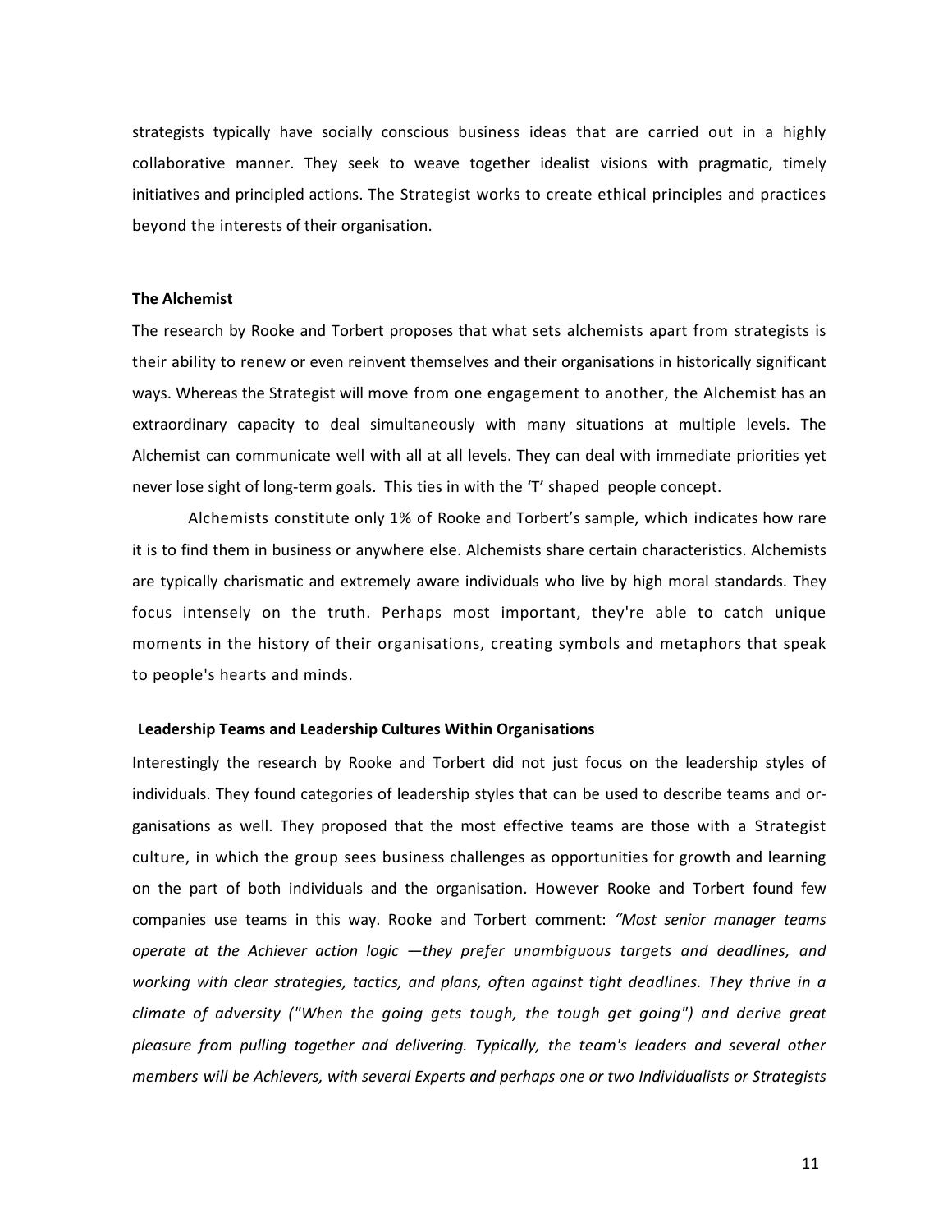strategists typically have socially conscious business ideas that are carried out in a highly collaborative manner. They seek to weave together idealist visions with pragmatic, timely initiatives and principled actions. The Strategist works to create ethical principles and practices beyond the interests of their organisation.

**The Alchemist**

The research by Rooke and Torbert proposes that what sets alchemists apart from strategists is their ability to renew or even reinvent themselves and their organisations in historically significant ways. Whereas the Strategist will move from one engagement to another, the Alchemist has an extraordinary capacity to deal simultaneously with many situations at multiple levels. The Alchemist can communicate well with all at all levels. They can deal with immediate priorities yet never lose sight of long-term goals. This ties in with the 'T' shaped people concept.

Alchemists constitute only 1% of Rooke and Torbert's sample, which indicates how rare it is to find them in business or anywhere else. Alchemists share certain characteristics. Alchemists are typically charismatic and extremely aware individuals who live by high moral standards. They focus intensely on the truth. Perhaps most important, they're able to catch unique moments in the history of their organisations, creating symbols and metaphors that speak to people's hearts and minds.

**Leadership Teams and Leadership Cultures Within Organisations**

Interestingly the research by Rooke and Torbert did not just focus on the leadership styles of individuals. They found categories of leadership styles that can be used to describe teams and organisations as well. They proposed that the most effective teams are those with a Strategist culture, in which the group sees business challenges as opportunities for growth and learning on the part of both individuals and the organisation. However Rooke and Torbert found few companies use teams in this way. Rooke and Torbert comment: *"Most senior manager teams operate at the Achiever action logic —they prefer unambiguous targets and deadlines, and working with clear strategies, tactics, and plans, often against tight deadlines. They thrive in a climate of adversity ("When the going gets tough, the tough get going") and derive great pleasure from pulling together and delivering. Typically, the team's leaders and several other members will be Achievers, with several Experts and perhaps one or two Individualists or Strategists*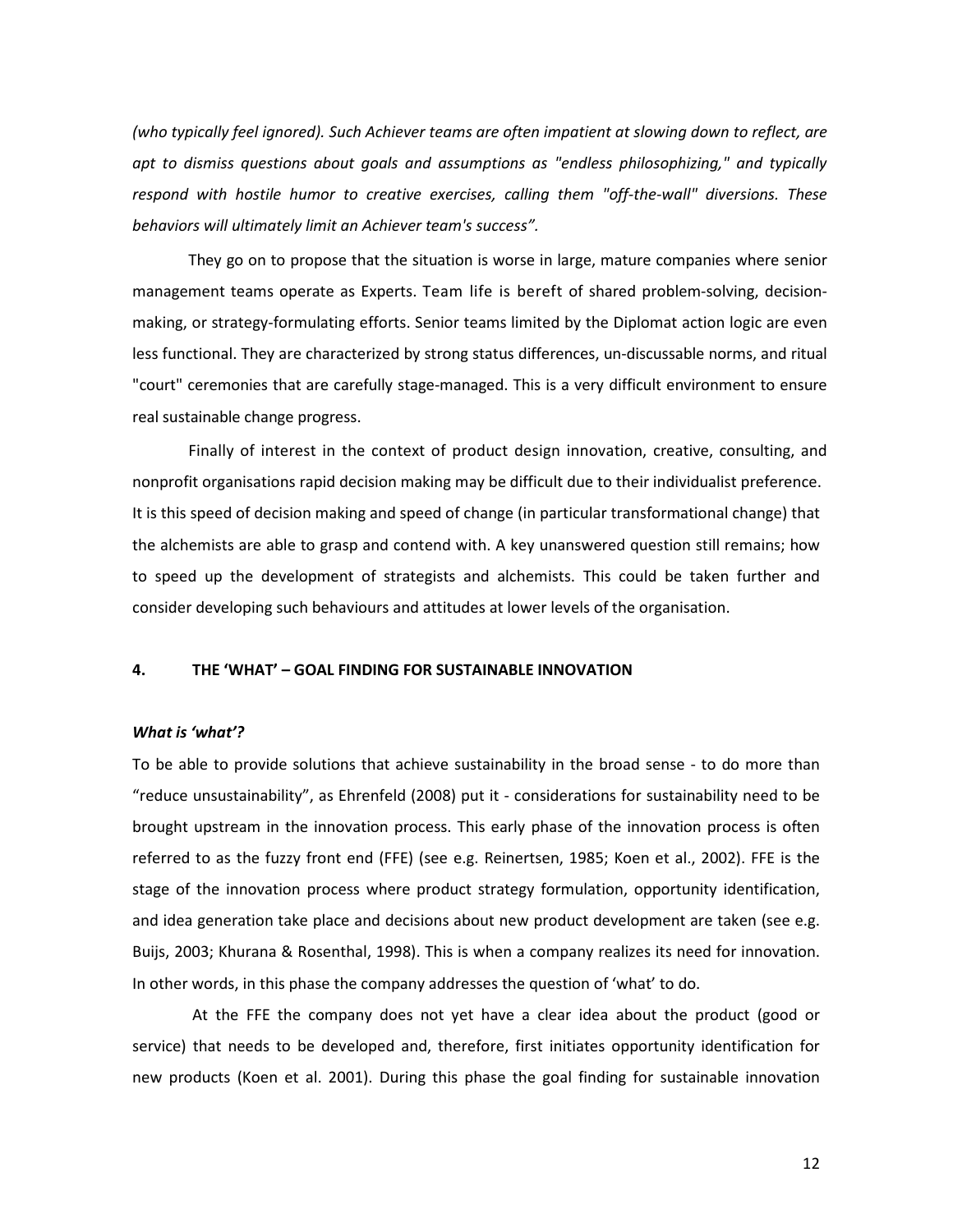*(who typically feel ignored). Such Achiever teams are often impatient at slowing down to reflect, are apt to dismiss questions about goals and assumptions as "endless philosophizing," and typically respond with hostile humor to creative exercises, calling them "off-the-wall" diversions. These behaviors will ultimately limit an Achiever team's success".*

They go on to propose that the situation is worse in large, mature companies where senior management teams operate as Experts. Team life is bereft of shared problem-solving, decision-making, or strategy-formulating efforts. Senior teams limited by the Diplomat action logic are even less functional. They are characterized by strong status differences, un-discussable norms, and ritual "court" ceremonies that are carefully stage-managed. This is a very difficult environment to ensure real sustainable change progress.

Finally of interest in the context of product design innovation, creative, consulting, and nonprofit organisations rapid decision making may be difficult due to their individualist preference. It is this speed of decision making and speed of change (in particular transformational change) that the alchemists are able to grasp and contend with. A key unanswered question still remains; how to speed up the development of strategists and alchemists. This could be taken further and consider developing such behaviours and attitudes at lower levels of the organisation.

## 4. THE 'WHAT' – GOAL FINDING FOR SUSTAINABLE INNOVATION

***What is 'what'?***

To be able to provide solutions that achieve sustainability in the broad sense - to do more than "reduce unsustainability", as Ehrenfeld (2008) put it - considerations for sustainability need to be brought upstream in the innovation process. This early phase of the innovation process is often referred to as the fuzzy front end (FFE) (see e.g. Reinertsen, 1985; Koen et al., 2002). FFE is the stage of the innovation process where product strategy formulation, opportunity identification, and idea generation take place and decisions about new product development are taken (see e.g. Buijs, 2003; Khurana & Rosenthal, 1998). This is when a company realizes its need for innovation. In other words, in this phase the company addresses the question of 'what' to do.

At the FFE the company does not yet have a clear idea about the product (good or service) that needs to be developed and, therefore, first initiates opportunity identification for new products (Koen et al. 2001). During this phase the goal finding for sustainable innovation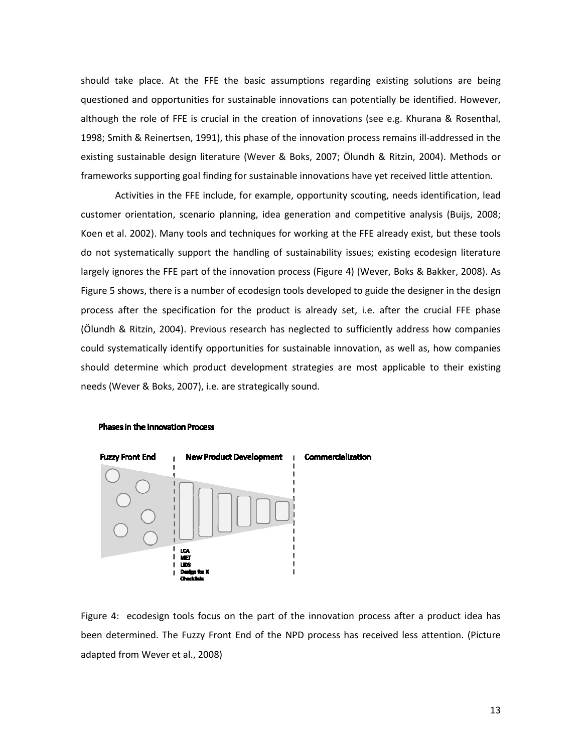should take place. At the FFE the basic assumptions regarding existing solutions are being questioned and opportunities for sustainable innovations can potentially be identified. However, although the role of FFE is crucial in the creation of innovations (see e.g. Khurana & Rosenthal, 1998; Smith & Reinertsen, 1991), this phase of the innovation process remains ill-addressed in the existing sustainable design literature (Wever & Boks, 2007; Ölundh & Ritzin, 2004). Methods or frameworks supporting goal finding for sustainable innovations have yet received little attention.

Activities in the FFE include, for example, opportunity scouting, needs identification, lead customer orientation, scenario planning, idea generation and competitive analysis (Buijs, 2008; Koen et al. 2002). Many tools and techniques for working at the FFE already exist, but these tools do not systematically support the handling of sustainability issues; existing ecodesign literature largely ignores the FFE part of the innovation process (Figure 4) (Wever, Boks & Bakker, 2008). As Figure 5 shows, there is a number of ecodesign tools developed to guide the designer in the design process after the specification for the product is already set, i.e. after the crucial FFE phase (Ölundh & Ritzin, 2004). Previous research has neglected to sufficiently address how companies could systematically identify opportunities for sustainable innovation, as well as, how companies should determine which product development strategies are most applicable to their existing needs (Wever & Boks, 2007), i.e. are strategically sound.

**Phases in the Innovation Process**

Fuzzy Front End | New Product Development | Commercialization

LCA
MET
LiDS
Design for X
Checklists

Figure 4: ecodesign tools focus on the part of the innovation process after a product idea has been determined. The Fuzzy Front End of the NPD process has received less attention. (Picture adapted from Wever et al., 2008)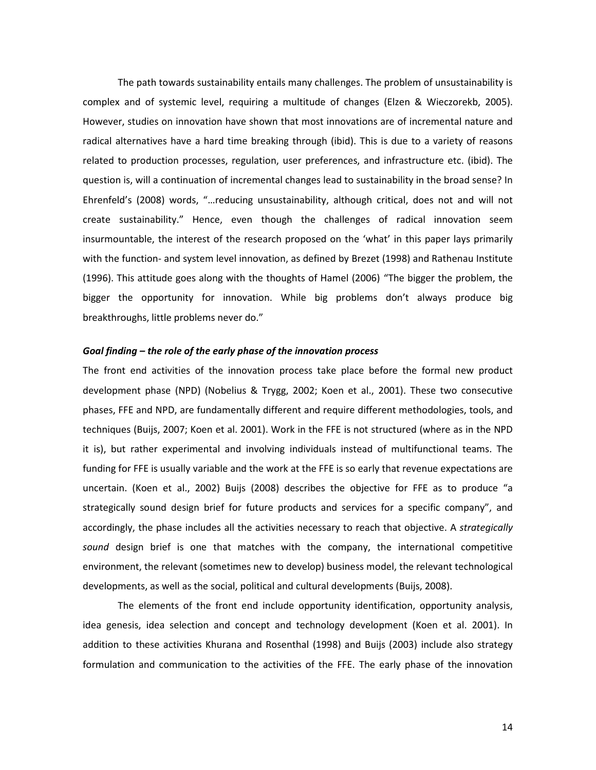The path towards sustainability entails many challenges. The problem of unsustainability is complex and of systemic level, requiring a multitude of changes (Elzen & Wieczorekb, 2005). However, studies on innovation have shown that most innovations are of incremental nature and radical alternatives have a hard time breaking through (ibid). This is due to a variety of reasons related to production processes, regulation, user preferences, and infrastructure etc. (ibid). The question is, will a continuation of incremental changes lead to sustainability in the broad sense? In Ehrenfeld's (2008) words, "…reducing unsustainability, although critical, does not and will not create sustainability." Hence, even though the challenges of radical innovation seem insurmountable, the interest of the research proposed on the 'what' in this paper lays primarily with the function- and system level innovation, as defined by Brezet (1998) and Rathenau Institute (1996). This attitude goes along with the thoughts of Hamel (2006) "The bigger the problem, the bigger the opportunity for innovation. While big problems don't always produce big breakthroughs, little problems never do."

***Goal finding – the role of the early phase of the innovation process***

The front end activities of the innovation process take place before the formal new product development phase (NPD) (Nobelius & Trygg, 2002; Koen et al., 2001). These two consecutive phases, FFE and NPD, are fundamentally different and require different methodologies, tools, and techniques (Buijs, 2007; Koen et al. 2001). Work in the FFE is not structured (where as in the NPD it is), but rather experimental and involving individuals instead of multifunctional teams. The funding for FFE is usually variable and the work at the FFE is so early that revenue expectations are uncertain. (Koen et al., 2002) Buijs (2008) describes the objective for FFE as to produce "a strategically sound design brief for future products and services for a specific company", and accordingly, the phase includes all the activities necessary to reach that objective. A *strategically sound* design brief is one that matches with the company, the international competitive environment, the relevant (sometimes new to develop) business model, the relevant technological developments, as well as the social, political and cultural developments (Buijs, 2008).

The elements of the front end include opportunity identification, opportunity analysis, idea genesis, idea selection and concept and technology development (Koen et al. 2001). In addition to these activities Khurana and Rosenthal (1998) and Buijs (2003) include also strategy formulation and communication to the activities of the FFE. The early phase of the innovation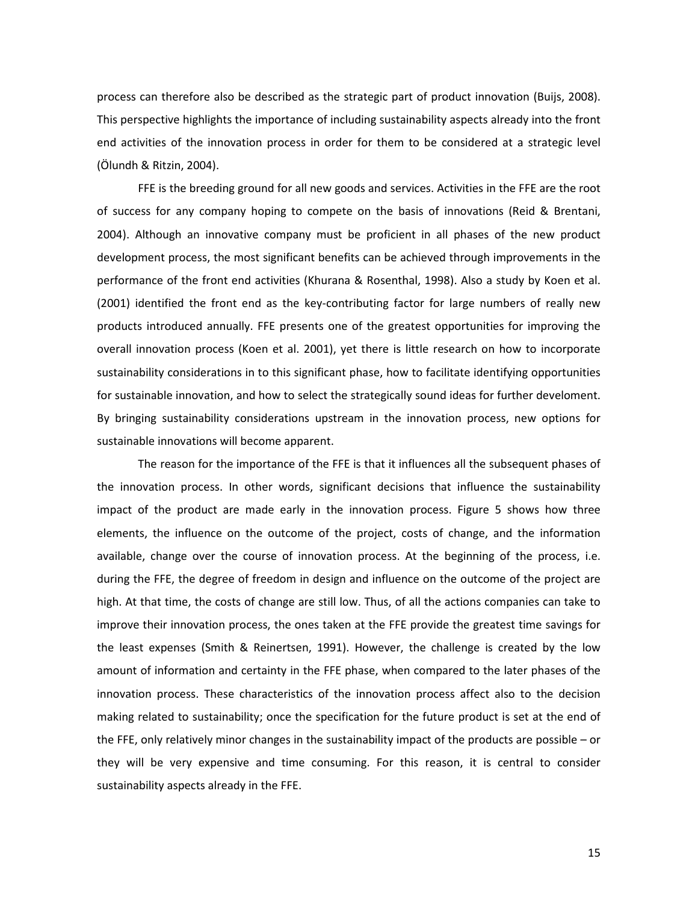process can therefore also be described as the strategic part of product innovation (Buijs, 2008). This perspective highlights the importance of including sustainability aspects already into the front end activities of the innovation process in order for them to be considered at a strategic level (Ölundh & Ritzin, 2004).

FFE is the breeding ground for all new goods and services. Activities in the FFE are the root of success for any company hoping to compete on the basis of innovations (Reid & Brentani, 2004). Although an innovative company must be proficient in all phases of the new product development process, the most significant benefits can be achieved through improvements in the performance of the front end activities (Khurana & Rosenthal, 1998). Also a study by Koen et al. (2001) identified the front end as the key-contributing factor for large numbers of really new products introduced annually. FFE presents one of the greatest opportunities for improving the overall innovation process (Koen et al. 2001), yet there is little research on how to incorporate sustainability considerations in to this significant phase, how to facilitate identifying opportunities for sustainable innovation, and how to select the strategically sound ideas for further develoment. By bringing sustainability considerations upstream in the innovation process, new options for sustainable innovations will become apparent.

The reason for the importance of the FFE is that it influences all the subsequent phases of the innovation process. In other words, significant decisions that influence the sustainability impact of the product are made early in the innovation process. Figure 5 shows how three elements, the influence on the outcome of the project, costs of change, and the information available, change over the course of innovation process. At the beginning of the process, i.e. during the FFE, the degree of freedom in design and influence on the outcome of the project are high. At that time, the costs of change are still low. Thus, of all the actions companies can take to improve their innovation process, the ones taken at the FFE provide the greatest time savings for the least expenses (Smith & Reinertsen, 1991). However, the challenge is created by the low amount of information and certainty in the FFE phase, when compared to the later phases of the innovation process. These characteristics of the innovation process affect also to the decision making related to sustainability; once the specification for the future product is set at the end of the FFE, only relatively minor changes in the sustainability impact of the products are possible – or they will be very expensive and time consuming. For this reason, it is central to consider sustainability aspects already in the FFE.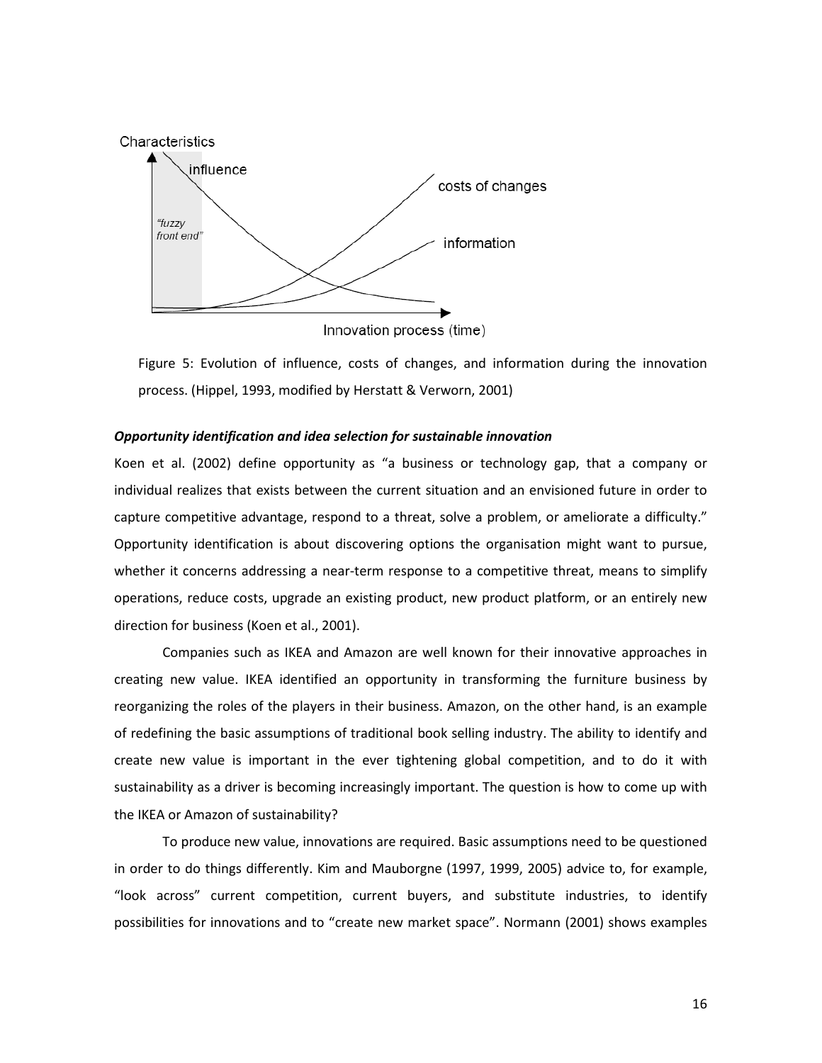Figure 5: Evolution of influence, costs of changes, and information during the innovation process. (Hippel, 1993, modified by Herstatt & Verworn, 2001)

### *Opportunity identification and idea selection for sustainable innovation*

Koen et al. (2002) define opportunity as "a business or technology gap, that a company or individual realizes that exists between the current situation and an envisioned future in order to capture competitive advantage, respond to a threat, solve a problem, or ameliorate a difficulty." Opportunity identification is about discovering options the organisation might want to pursue, whether it concerns addressing a near-term response to a competitive threat, means to simplify operations, reduce costs, upgrade an existing product, new product platform, or an entirely new direction for business (Koen et al., 2001).

Companies such as IKEA and Amazon are well known for their innovative approaches in creating new value. IKEA identified an opportunity in transforming the furniture business by reorganizing the roles of the players in their business. Amazon, on the other hand, is an example of redefining the basic assumptions of traditional book selling industry. The ability to identify and create new value is important in the ever tightening global competition, and to do it with sustainability as a driver is becoming increasingly important. The question is how to come up with the IKEA or Amazon of sustainability?

To produce new value, innovations are required. Basic assumptions need to be questioned in order to do things differently. Kim and Mauborgne (1997, 1999, 2005) advice to, for example, "look across" current competition, current buyers, and substitute industries, to identify possibilities for innovations and to "create new market space". Normann (2001) shows examples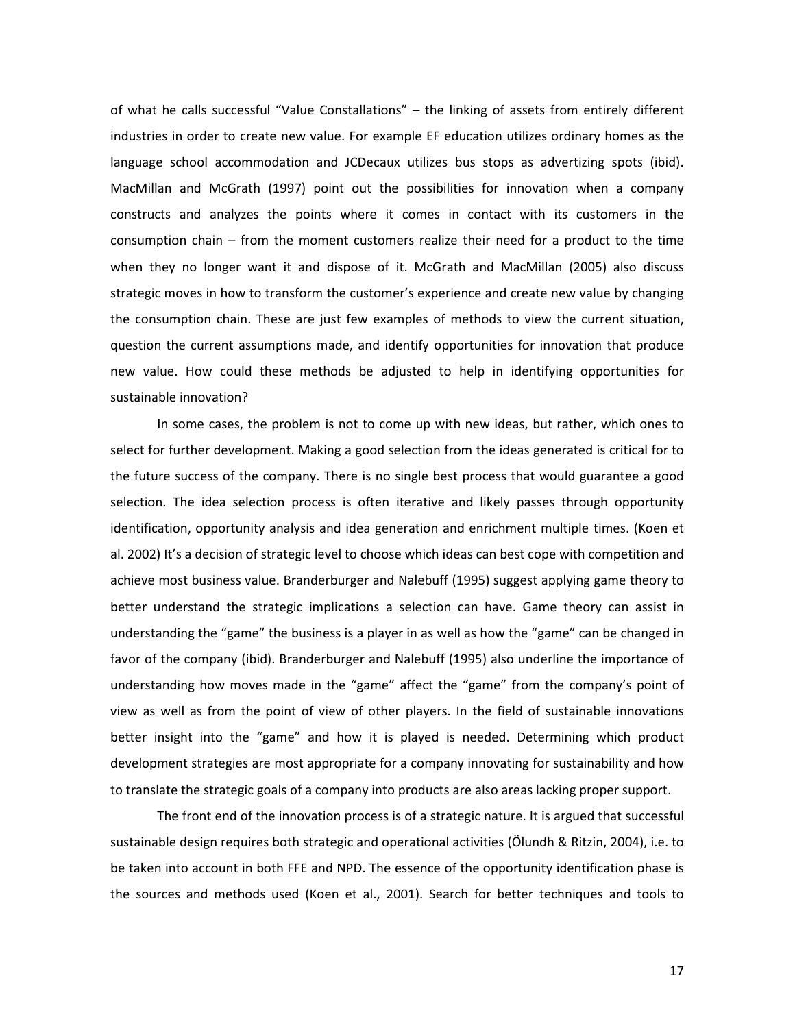of what he calls successful "Value Constallations" – the linking of assets from entirely different industries in order to create new value. For example EF education utilizes ordinary homes as the language school accommodation and JCDecaux utilizes bus stops as advertizing spots (ibid). MacMillan and McGrath (1997) point out the possibilities for innovation when a company constructs and analyzes the points where it comes in contact with its customers in the consumption chain – from the moment customers realize their need for a product to the time when they no longer want it and dispose of it. McGrath and MacMillan (2005) also discuss strategic moves in how to transform the customer's experience and create new value by changing the consumption chain. These are just few examples of methods to view the current situation, question the current assumptions made, and identify opportunities for innovation that produce new value. How could these methods be adjusted to help in identifying opportunities for sustainable innovation?

In some cases, the problem is not to come up with new ideas, but rather, which ones to select for further development. Making a good selection from the ideas generated is critical for to the future success of the company. There is no single best process that would guarantee a good selection. The idea selection process is often iterative and likely passes through opportunity identification, opportunity analysis and idea generation and enrichment multiple times. (Koen et al. 2002) It's a decision of strategic level to choose which ideas can best cope with competition and achieve most business value. Branderburger and Nalebuff (1995) suggest applying game theory to better understand the strategic implications a selection can have. Game theory can assist in understanding the "game" the business is a player in as well as how the "game" can be changed in favor of the company (ibid). Branderburger and Nalebuff (1995) also underline the importance of understanding how moves made in the "game" affect the "game" from the company's point of view as well as from the point of view of other players. In the field of sustainable innovations better insight into the "game" and how it is played is needed. Determining which product development strategies are most appropriate for a company innovating for sustainability and how to translate the strategic goals of a company into products are also areas lacking proper support.

The front end of the innovation process is of a strategic nature. It is argued that successful sustainable design requires both strategic and operational activities (Ölundh & Ritzin, 2004), i.e. to be taken into account in both FFE and NPD. The essence of the opportunity identification phase is the sources and methods used (Koen et al., 2001). Search for better techniques and tools to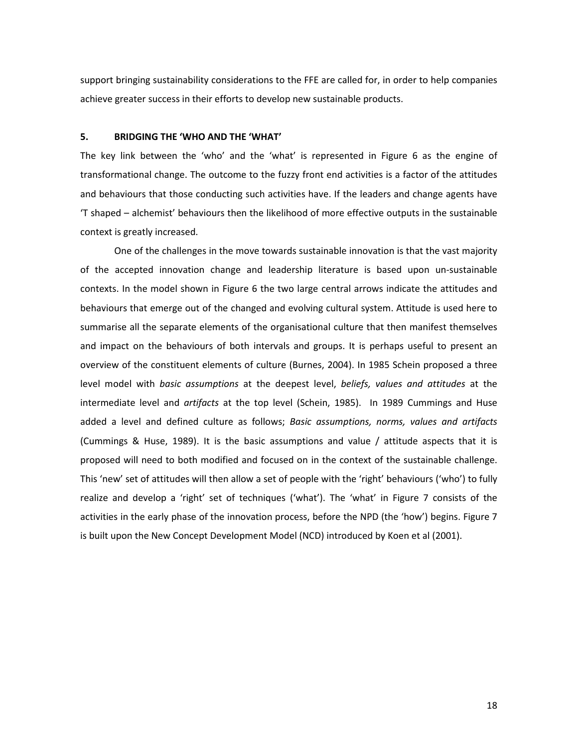support bringing sustainability considerations to the FFE are called for, in order to help companies achieve greater success in their efforts to develop new sustainable products.

## 5. BRIDGING THE 'WHO AND THE 'WHAT'

The key link between the 'who' and the 'what' is represented in Figure 6 as the engine of transformational change. The outcome to the fuzzy front end activities is a factor of the attitudes and behaviours that those conducting such activities have. If the leaders and change agents have 'T shaped – alchemist' behaviours then the likelihood of more effective outputs in the sustainable context is greatly increased.

One of the challenges in the move towards sustainable innovation is that the vast majority of the accepted innovation change and leadership literature is based upon un-sustainable contexts. In the model shown in Figure 6 the two large central arrows indicate the attitudes and behaviours that emerge out of the changed and evolving cultural system. Attitude is used here to summarise all the separate elements of the organisational culture that then manifest themselves and impact on the behaviours of both intervals and groups. It is perhaps useful to present an overview of the constituent elements of culture (Burnes, 2004). In 1985 Schein proposed a three level model with *basic assumptions* at the deepest level, *beliefs, values and attitudes* at the intermediate level and *artifacts* at the top level (Schein, 1985). In 1989 Cummings and Huse added a level and defined culture as follows; *Basic assumptions, norms, values and artifacts* (Cummings & Huse, 1989). It is the basic assumptions and value / attitude aspects that it is proposed will need to both modified and focused on in the context of the sustainable challenge. This 'new' set of attitudes will then allow a set of people with the 'right' behaviours ('who') to fully realize and develop a 'right' set of techniques ('what'). The 'what' in Figure 7 consists of the activities in the early phase of the innovation process, before the NPD (the 'how') begins. Figure 7 is built upon the New Concept Development Model (NCD) introduced by Koen et al (2001).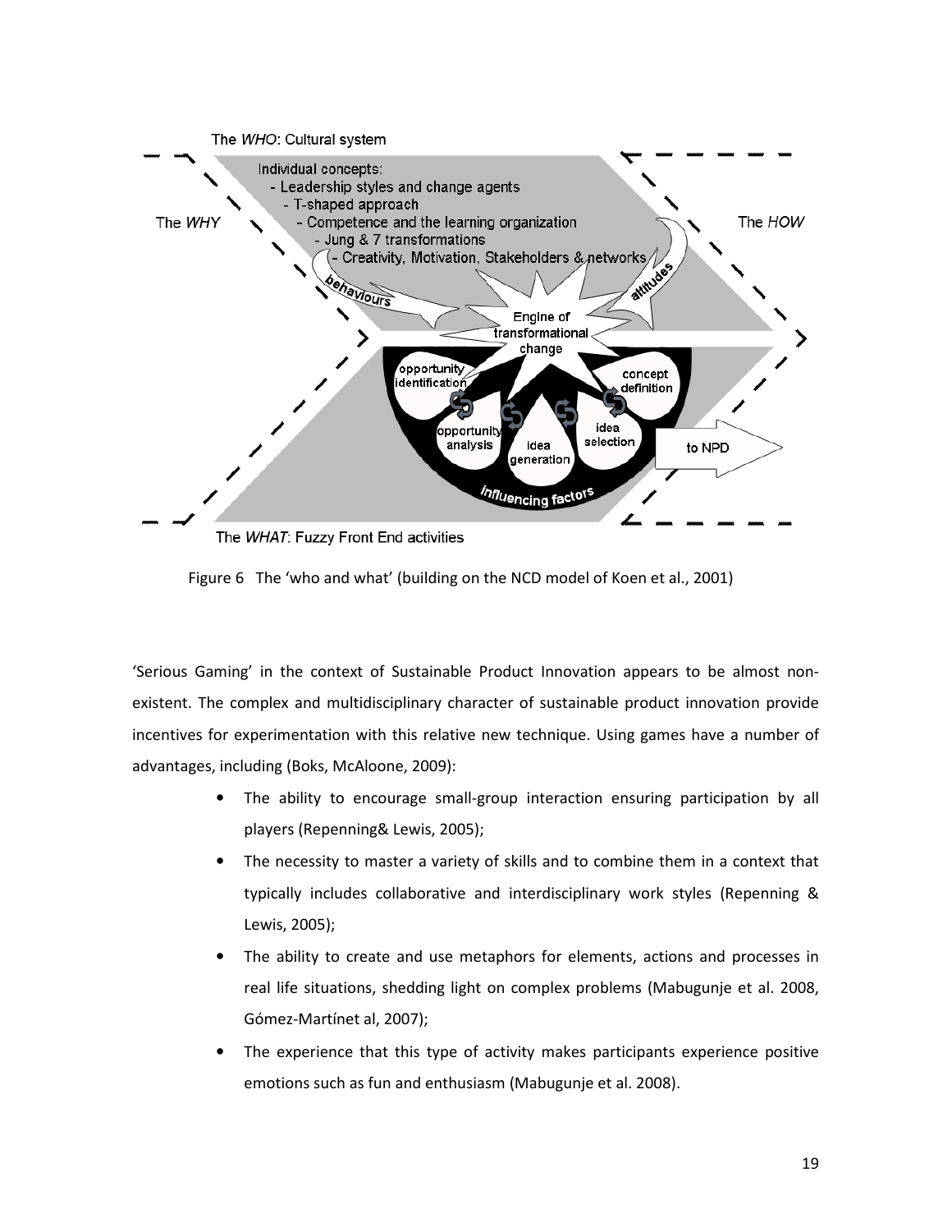Figure 6 The ‘who and what’ (building on the NCD model of Koen et al., 2001)

‘Serious Gaming’ in the context of Sustainable Product Innovation appears to be almost non-existent. The complex and multidisciplinary character of sustainable product innovation provide incentives for experimentation with this relative new technique. Using games have a number of advantages, including (Boks, McAloone, 2009):

- The ability to encourage small-group interaction ensuring participation by all players (Repenning& Lewis, 2005);
- The necessity to master a variety of skills and to combine them in a context that typically includes collaborative and interdisciplinary work styles (Repenning & Lewis, 2005);
- The ability to create and use metaphors for elements, actions and processes in real life situations, shedding light on complex problems (Mabugunje et al. 2008, Gómez-Martínet al, 2007);
- The experience that this type of activity makes participants experience positive emotions such as fun and enthusiasm (Mabugunje et al. 2008).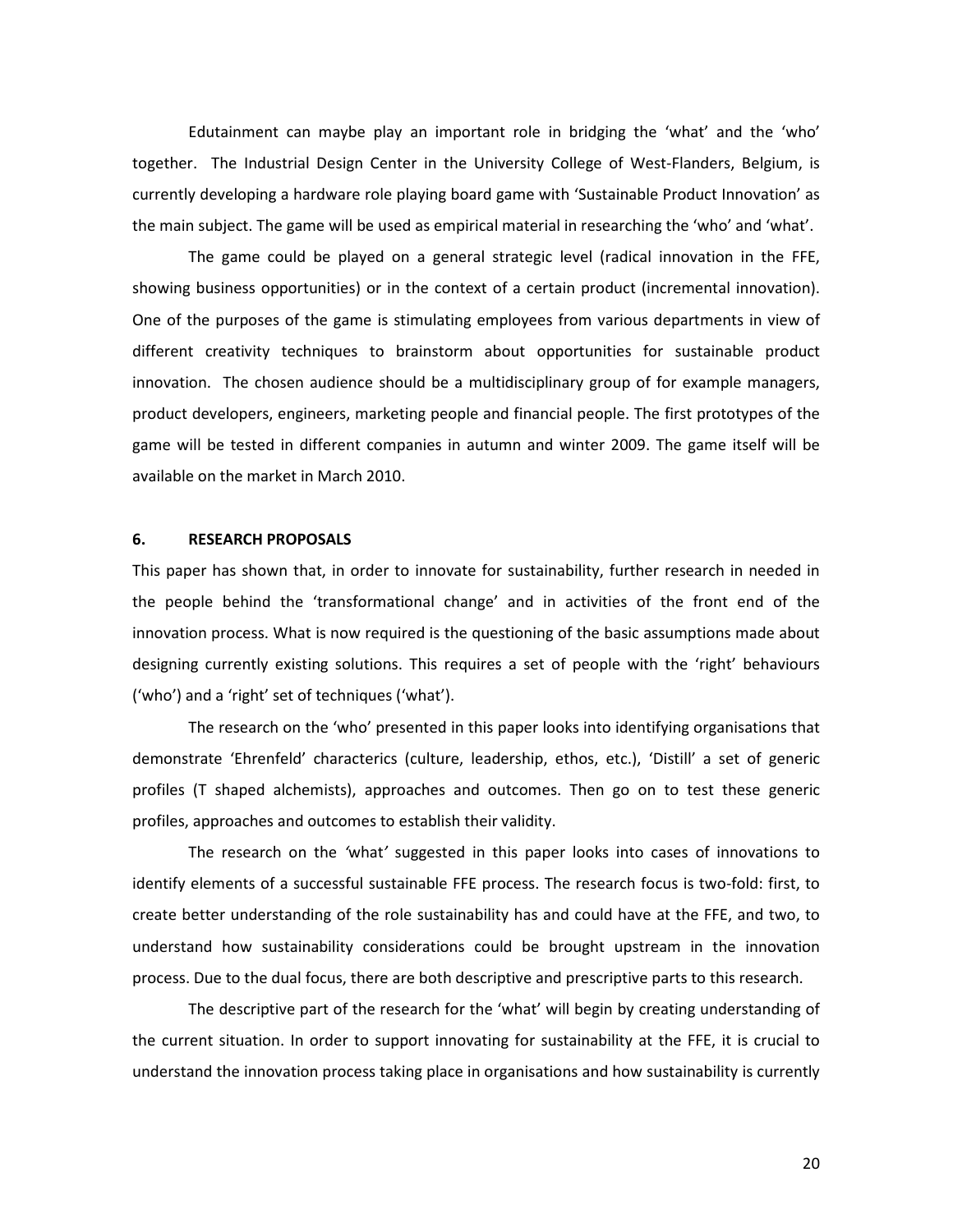Edutainment can maybe play an important role in bridging the 'what' and the 'who' together. The Industrial Design Center in the University College of West-Flanders, Belgium, is currently developing a hardware role playing board game with 'Sustainable Product Innovation' as the main subject. The game will be used as empirical material in researching the 'who' and 'what'.

The game could be played on a general strategic level (radical innovation in the FFE, showing business opportunities) or in the context of a certain product (incremental innovation). One of the purposes of the game is stimulating employees from various departments in view of different creativity techniques to brainstorm about opportunities for sustainable product innovation. The chosen audience should be a multidisciplinary group of for example managers, product developers, engineers, marketing people and financial people. The first prototypes of the game will be tested in different companies in autumn and winter 2009. The game itself will be available on the market in March 2010.

## 6. RESEARCH PROPOSALS

This paper has shown that, in order to innovate for sustainability, further research in needed in the people behind the 'transformational change' and in activities of the front end of the innovation process. What is now required is the questioning of the basic assumptions made about designing currently existing solutions. This requires a set of people with the 'right' behaviours ('who') and a 'right' set of techniques ('what').

The research on the 'who' presented in this paper looks into identifying organisations that demonstrate 'Ehrenfeld' characterics (culture, leadership, ethos, etc.), 'Distill' a set of generic profiles (T shaped alchemists), approaches and outcomes. Then go on to test these generic profiles, approaches and outcomes to establish their validity.

The research on the *'what'* suggested in this paper looks into cases of innovations to identify elements of a successful sustainable FFE process. The research focus is two-fold: first, to create better understanding of the role sustainability has and could have at the FFE, and two, to understand how sustainability considerations could be brought upstream in the innovation process. Due to the dual focus, there are both descriptive and prescriptive parts to this research.

The descriptive part of the research for the 'what' will begin by creating understanding of the current situation. In order to support innovating for sustainability at the FFE, it is crucial to understand the innovation process taking place in organisations and how sustainability is currently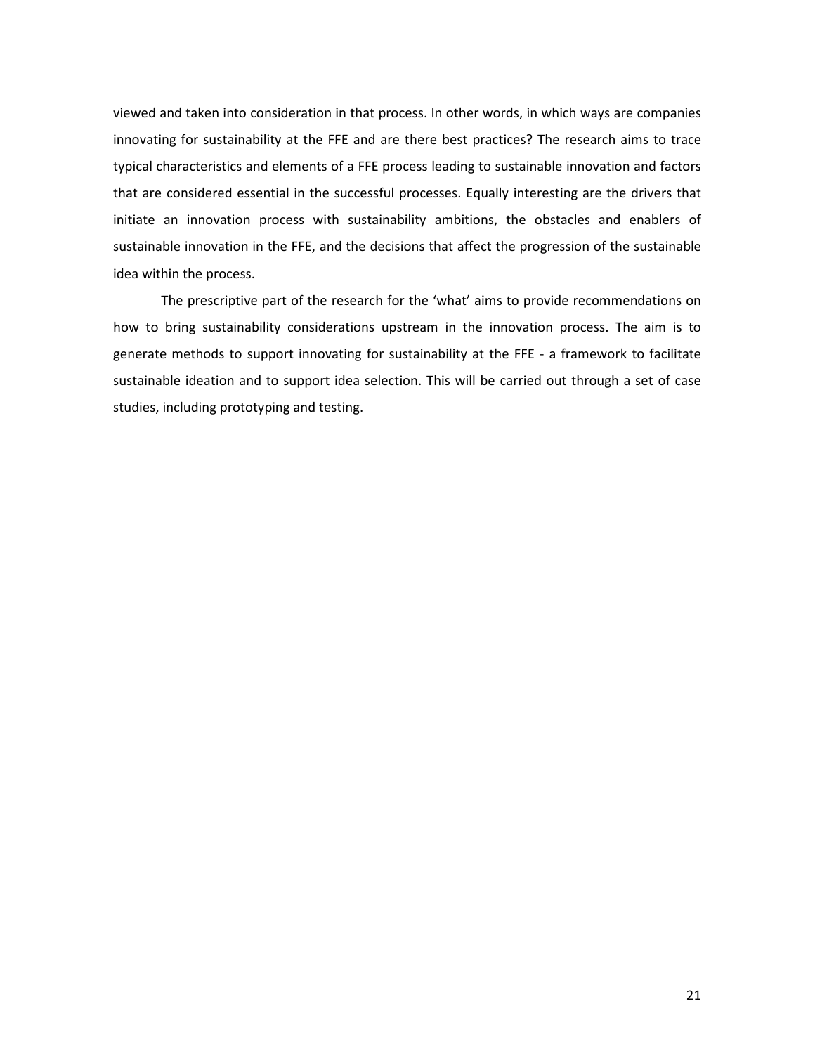viewed and taken into consideration in that process. In other words, in which ways are companies innovating for sustainability at the FFE and are there best practices? The research aims to trace typical characteristics and elements of a FFE process leading to sustainable innovation and factors that are considered essential in the successful processes. Equally interesting are the drivers that initiate an innovation process with sustainability ambitions, the obstacles and enablers of sustainable innovation in the FFE, and the decisions that affect the progression of the sustainable idea within the process.

The prescriptive part of the research for the 'what' aims to provide recommendations on how to bring sustainability considerations upstream in the innovation process. The aim is to generate methods to support innovating for sustainability at the FFE - a framework to facilitate sustainable ideation and to support idea selection. This will be carried out through a set of case studies, including prototyping and testing.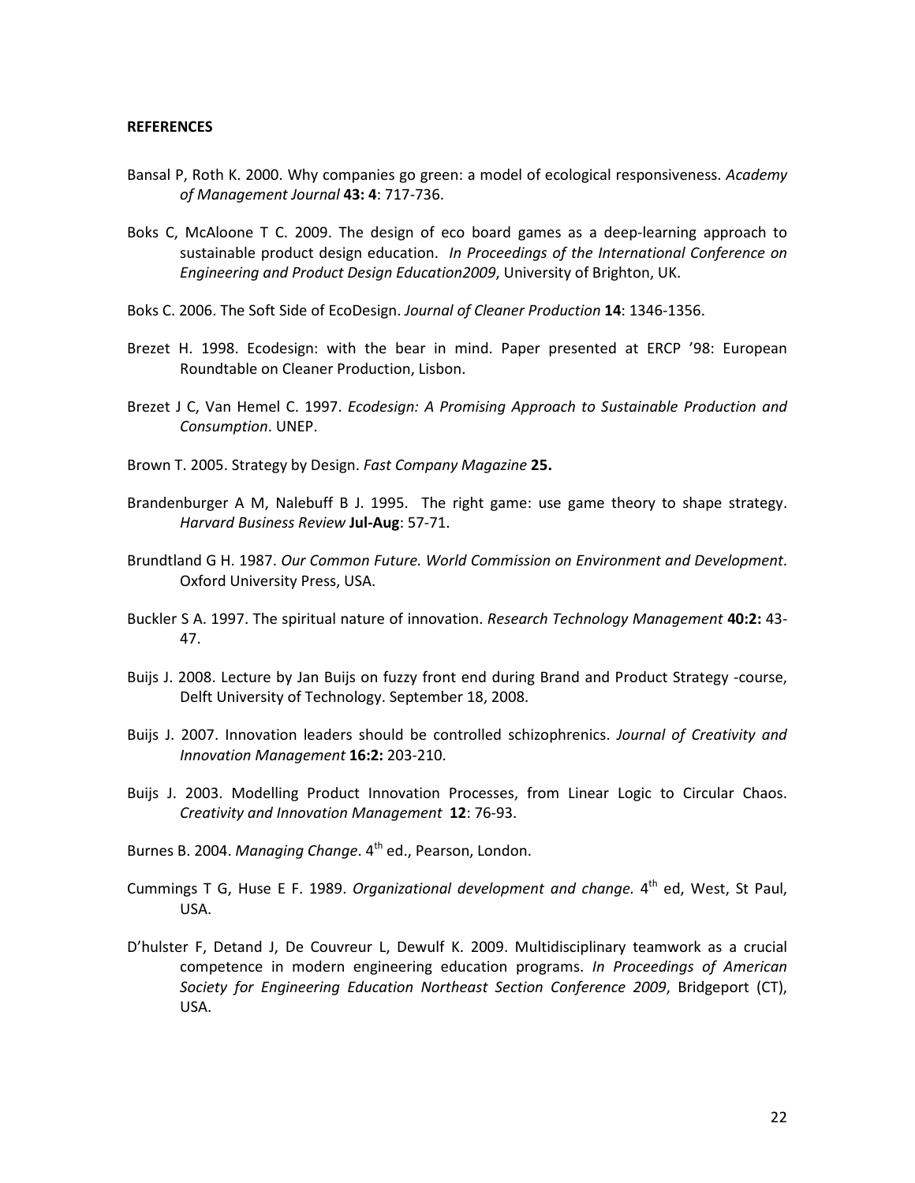**REFERENCES**

Bansal P, Roth K. 2000. Why companies go green: a model of ecological responsiveness. *Academy of Management Journal* **43: 4**: 717-736.

Boks C, McAloone T C. 2009. The design of eco board games as a deep-learning approach to sustainable product design education. *In Proceedings of the International Conference on Engineering and Product Design Education2009*, University of Brighton, UK.

Boks C. 2006. The Soft Side of EcoDesign. *Journal of Cleaner Production* **14**: 1346-1356.

Brezet H. 1998. Ecodesign: with the bear in mind. Paper presented at ERCP '98: European Roundtable on Cleaner Production, Lisbon.

Brezet J C, Van Hemel C. 1997. *Ecodesign: A Promising Approach to Sustainable Production and Consumption*. UNEP.

Brown T. 2005. Strategy by Design. *Fast Company Magazine* **25.**

Brandenburger A M, Nalebuff B J. 1995. The right game: use game theory to shape strategy. *Harvard Business Review* **Jul-Aug**: 57-71.

Brundtland G H. 1987. *Our Common Future. World Commission on Environment and Development*. Oxford University Press, USA.

Buckler S A. 1997. The spiritual nature of innovation. *Research Technology Management* **40:2:** 43-47.

Buijs J. 2008. Lecture by Jan Buijs on fuzzy front end during Brand and Product Strategy -course, Delft University of Technology. September 18, 2008.

Buijs J. 2007. Innovation leaders should be controlled schizophrenics. *Journal of Creativity and Innovation Management* **16:2:** 203-210.

Buijs J. 2003. Modelling Product Innovation Processes, from Linear Logic to Circular Chaos. *Creativity and Innovation Management* **12**: 76-93.

Burnes B. 2004. *Managing Change*. 4th ed., Pearson, London.

Cummings T G, Huse E F. 1989. *Organizational development and change.* 4th ed, West, St Paul, USA.

D'hulster F, Detand J, De Couvreur L, Dewulf K. 2009. Multidisciplinary teamwork as a crucial competence in modern engineering education programs. *In Proceedings of American Society for Engineering Education Northeast Section Conference 2009*, Bridgeport (CT), USA.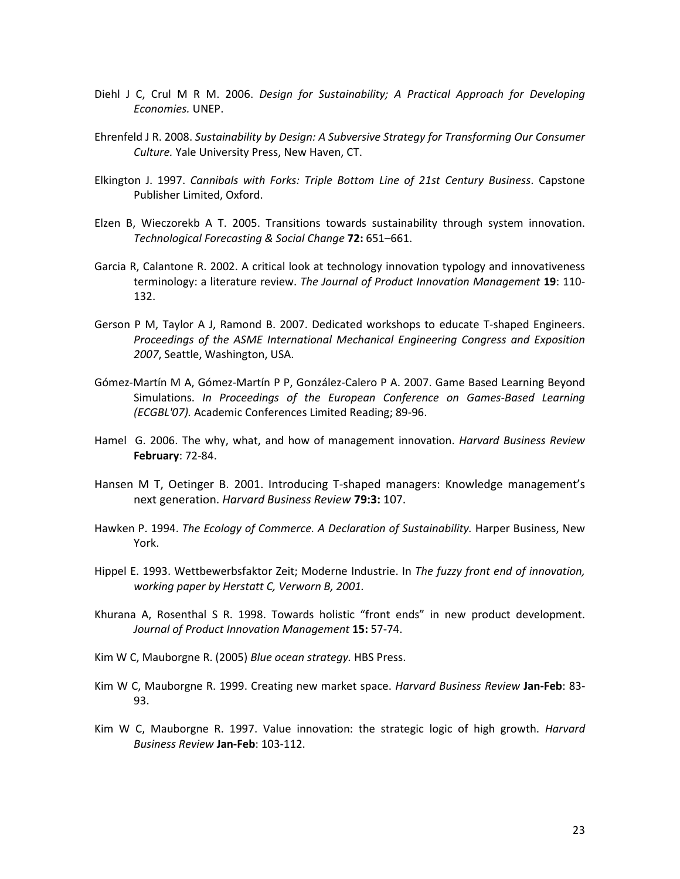Diehl J C, Crul M R M. 2006. *Design for Sustainability; A Practical Approach for Developing Economies.* UNEP.

Ehrenfeld J R. 2008. *Sustainability by Design: A Subversive Strategy for Transforming Our Consumer Culture.* Yale University Press, New Haven, CT.

Elkington J. 1997. *Cannibals with Forks: Triple Bottom Line of 21st Century Business*. Capstone Publisher Limited, Oxford.

Elzen B, Wieczorekb A T. 2005. Transitions towards sustainability through system innovation. *Technological Forecasting & Social Change* **72:** 651–661.

Garcia R, Calantone R. 2002. A critical look at technology innovation typology and innovativeness terminology: a literature review. *The Journal of Product Innovation Management* **19**: 110-132.

Gerson P M, Taylor A J, Ramond B. 2007. Dedicated workshops to educate T-shaped Engineers. *Proceedings of the ASME International Mechanical Engineering Congress and Exposition 2007*, Seattle, Washington, USA.

Gómez-Martín M A, Gómez-Martín P P, González-Calero P A. 2007. Game Based Learning Beyond Simulations. *In Proceedings of the European Conference on Games-Based Learning (ECGBL'07).* Academic Conferences Limited Reading; 89-96.

Hamel G. 2006. The why, what, and how of management innovation. *Harvard Business Review* **February**: 72-84.

Hansen M T, Oetinger B. 2001. Introducing T-shaped managers: Knowledge management's next generation. *Harvard Business Review* **79:3:** 107.

Hawken P. 1994. *The Ecology of Commerce. A Declaration of Sustainability.* Harper Business, New York.

Hippel E. 1993. Wettbewerbsfaktor Zeit; Moderne Industrie. In *The fuzzy front end of innovation, working paper by Herstatt C, Verworn B, 2001.*

Khurana A, Rosenthal S R. 1998. Towards holistic "front ends" in new product development. *Journal of Product Innovation Management* **15:** 57-74.

Kim W C, Mauborgne R. (2005) *Blue ocean strategy.* HBS Press.

Kim W C, Mauborgne R. 1999. Creating new market space. *Harvard Business Review* **Jan-Feb**: 83-93.

Kim W C, Mauborgne R. 1997. Value innovation: the strategic logic of high growth. *Harvard Business Review* **Jan-Feb**: 103-112.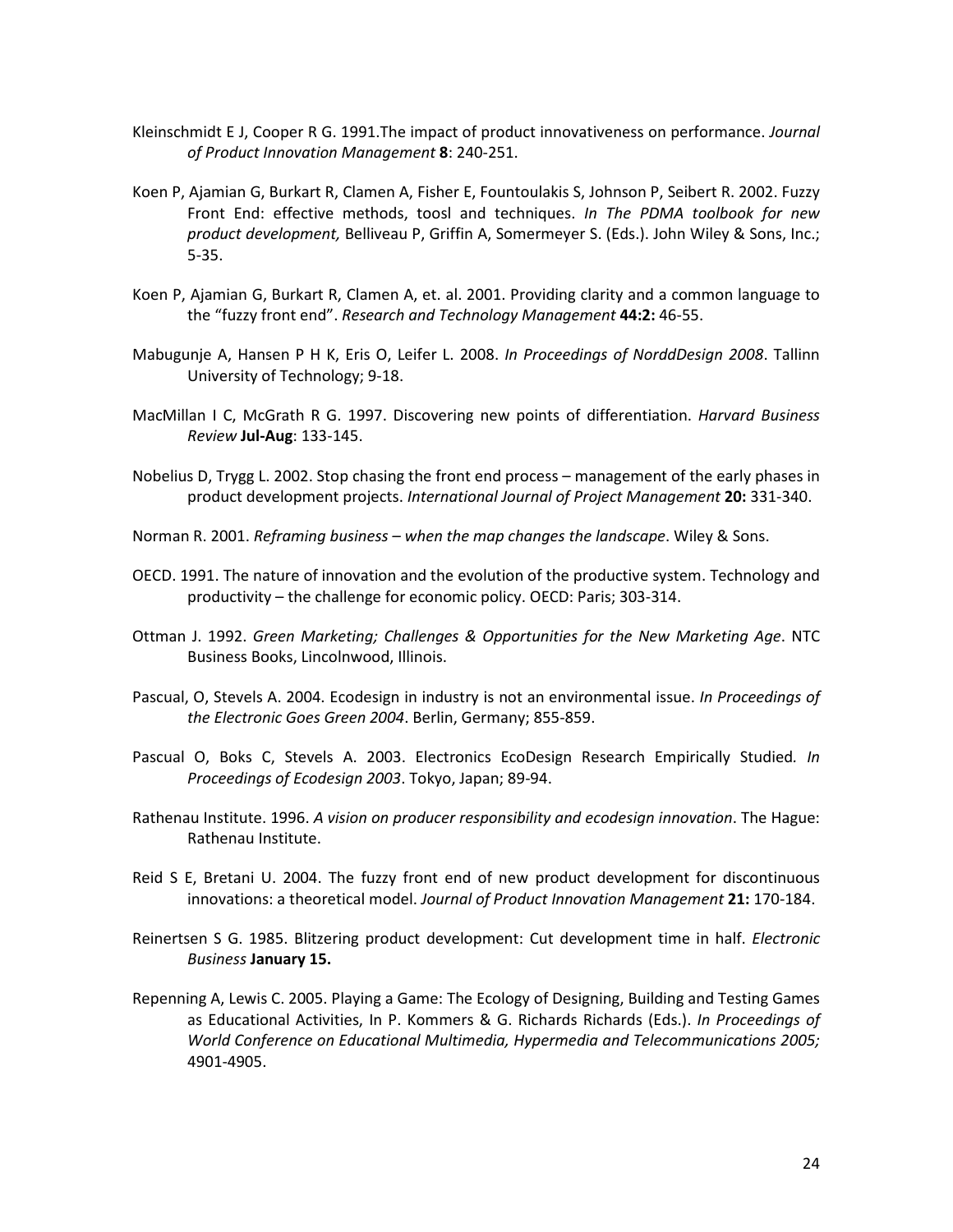Kleinschmidt E J, Cooper R G. 1991.The impact of product innovativeness on performance. *Journal of Product Innovation Management* **8**: 240-251.

Koen P, Ajamian G, Burkart R, Clamen A, Fisher E, Fountoulakis S, Johnson P, Seibert R. 2002. Fuzzy Front End: effective methods, toosl and techniques. *In The PDMA toolbook for new product development,* Belliveau P, Griffin A, Somermeyer S. (Eds.). John Wiley & Sons, Inc.; 5-35.

Koen P, Ajamian G, Burkart R, Clamen A, et. al. 2001. Providing clarity and a common language to the "fuzzy front end". *Research and Technology Management* **44:2:** 46-55.

Mabugunje A, Hansen P H K, Eris O, Leifer L. 2008. *In Proceedings of NorddDesign 2008*. Tallinn University of Technology; 9-18.

MacMillan I C, McGrath R G. 1997. Discovering new points of differentiation. *Harvard Business Review* **Jul-Aug**: 133-145.

Nobelius D, Trygg L. 2002. Stop chasing the front end process – management of the early phases in product development projects. *International Journal of Project Management* **20:** 331-340.

Norman R. 2001. *Reframing business – when the map changes the landscape*. Wiley & Sons.

OECD. 1991. The nature of innovation and the evolution of the productive system. Technology and productivity – the challenge for economic policy. OECD: Paris; 303-314.

Ottman J. 1992. *Green Marketing; Challenges & Opportunities for the New Marketing Age*. NTC Business Books, Lincolnwood, Illinois.

Pascual, O, Stevels A. 2004. Ecodesign in industry is not an environmental issue. *In Proceedings of the Electronic Goes Green 2004*. Berlin, Germany; 855-859.

Pascual O, Boks C, Stevels A. 2003. Electronics EcoDesign Research Empirically Studied. *In Proceedings of Ecodesign 2003*. Tokyo, Japan; 89-94.

Rathenau Institute. 1996. *A vision on producer responsibility and ecodesign innovation*. The Hague: Rathenau Institute.

Reid S E, Bretani U. 2004. The fuzzy front end of new product development for discontinuous innovations: a theoretical model. *Journal of Product Innovation Management* **21:** 170-184.

Reinertsen S G. 1985. Blitzering product development: Cut development time in half. *Electronic Business* **January 15.**

Repenning A, Lewis C. 2005. Playing a Game: The Ecology of Designing, Building and Testing Games as Educational Activities, In P. Kommers & G. Richards Richards (Eds.). *In Proceedings of World Conference on Educational Multimedia, Hypermedia and Telecommunications 2005;* 4901-4905.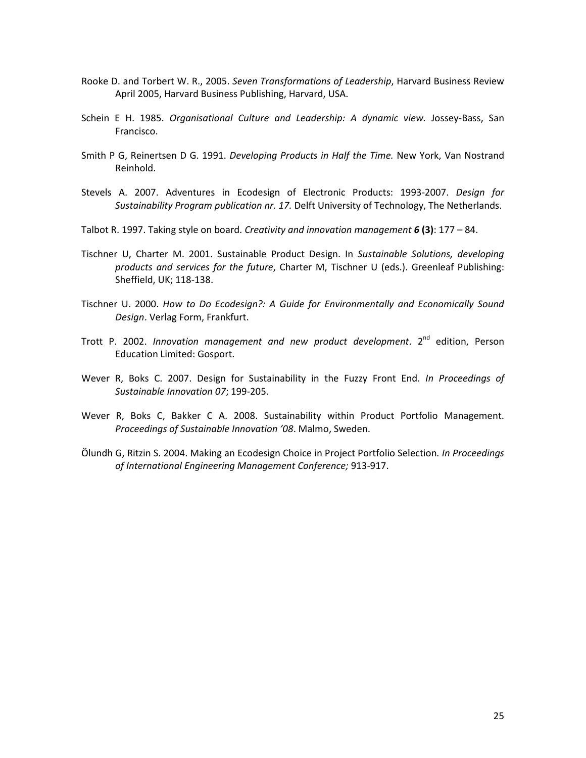Rooke D. and Torbert W. R., 2005. *Seven Transformations of Leadership*, Harvard Business Review April 2005, Harvard Business Publishing, Harvard, USA.

Schein E H. 1985. *Organisational Culture and Leadership: A dynamic view.* Jossey-Bass, San Francisco.

Smith P G, Reinertsen D G. 1991. *Developing Products in Half the Time.* New York, Van Nostrand Reinhold.

Stevels A. 2007. Adventures in Ecodesign of Electronic Products: 1993-2007. *Design for Sustainability Program publication nr. 17.* Delft University of Technology, The Netherlands.

Talbot R. 1997. Taking style on board. *Creativity and innovation management **6*** **(3)**: 177 – 84.

Tischner U, Charter M. 2001. Sustainable Product Design. In *Sustainable Solutions, developing products and services for the future*, Charter M, Tischner U (eds.). Greenleaf Publishing: Sheffield, UK; 118-138.

Tischner U. 2000. *How to Do Ecodesign?: A Guide for Environmentally and Economically Sound Design*. Verlag Form, Frankfurt.

Trott P. 2002. *Innovation management and new product development*. 2nd edition, Person Education Limited: Gosport.

Wever R, Boks C. 2007. Design for Sustainability in the Fuzzy Front End. *In Proceedings of Sustainable Innovation 07*; 199-205.

Wever R, Boks C, Bakker C A. 2008. Sustainability within Product Portfolio Management. *Proceedings of Sustainable Innovation '08*. Malmo, Sweden.

Ölundh G, Ritzin S. 2004. Making an Ecodesign Choice in Project Portfolio Selection*. In Proceedings of International Engineering Management Conference;* 913-917.